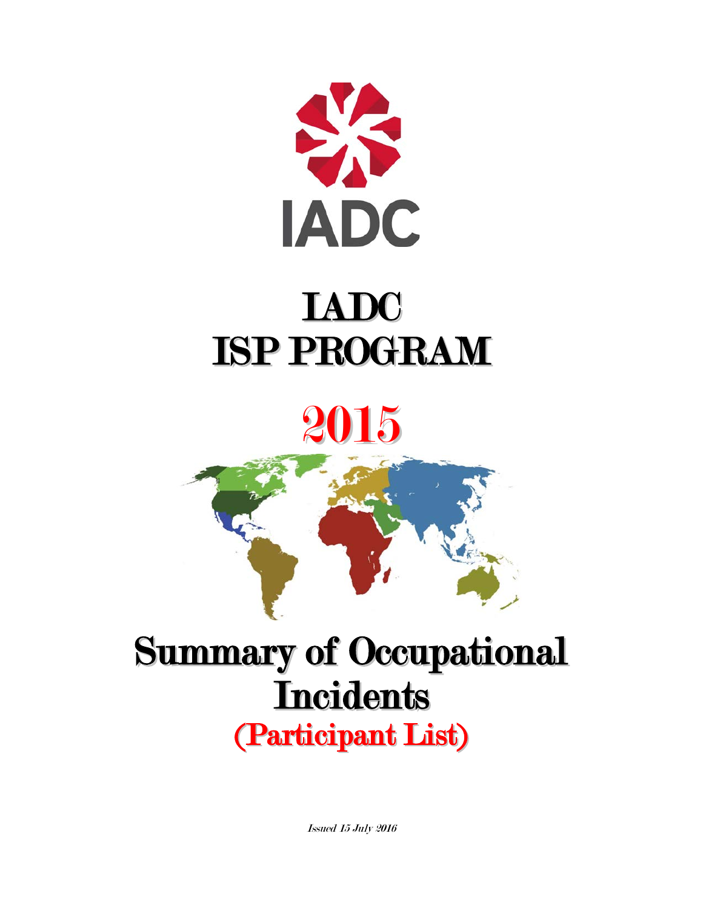# IADC

# IADC ISP PROGRAM

# 2015

# Summary of Occupational Incidents

## (Participant List)

*Issued 15 July 2016*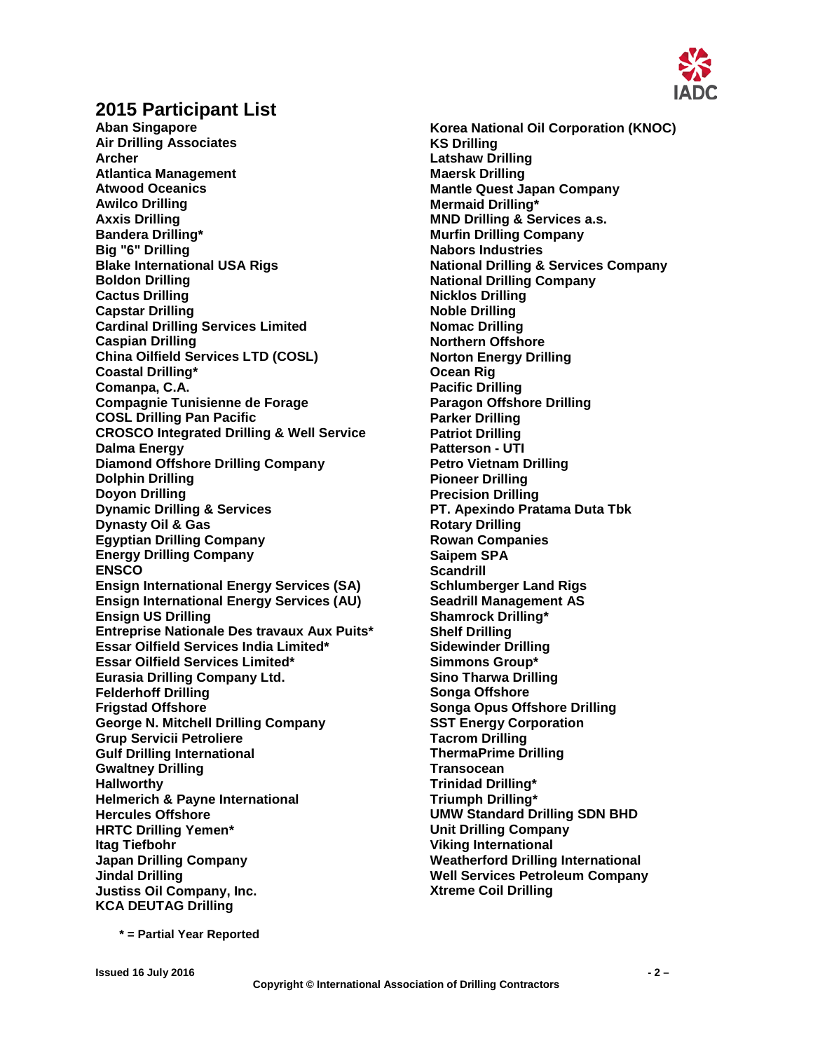## 2015 Participant List

**Aban Singapore**
**Air Drilling Associates**
**Archer**
**Atlantica Management**
**Atwood Oceanics**
**Awilco Drilling**
**Axxis Drilling**
**Bandera Drilling***
**Big "6" Drilling**
**Blake International USA Rigs**
**Boldon Drilling**
**Cactus Drilling**
**Capstar Drilling**
**Cardinal Drilling Services Limited**
**Caspian Drilling**
**China Oilfield Services LTD (COSL)**
**Coastal Drilling***
**Comanpa, C.A.**
**Compagnie Tunisienne de Forage**
**COSL Drilling Pan Pacific**
**CROSCO Integrated Drilling & Well Service**
**Dalma Energy**
**Diamond Offshore Drilling Company**
**Dolphin Drilling**
**Doyon Drilling**
**Dynamic Drilling & Services**
**Dynasty Oil & Gas**
**Egyptian Drilling Company**
**Energy Drilling Company**
**ENSCO**
**Ensign International Energy Services (SA)**
**Ensign International Energy Services (AU)**
**Ensign US Drilling**
**Entreprise Nationale Des travaux Aux Puits***
**Essar Oilfield Services India Limited***
**Essar Oilfield Services Limited***
**Eurasia Drilling Company Ltd.**
**Felderhoff Drilling**
**Frigstad Offshore**
**George N. Mitchell Drilling Company**
**Grup Servicii Petroliere**
**Gulf Drilling International**
**Gwaltney Drilling**
**Hallworthy**
**Helmerich & Payne International**
**Hercules Offshore**
**HRTC Drilling Yemen***
**Itag Tiefbohr**
**Japan Drilling Company**
**Jindal Drilling**
**Justiss Oil Company, Inc.**
**KCA DEUTAG Drilling**
**Korea National Oil Corporation (KNOC)**
**KS Drilling**
**Latshaw Drilling**
**Maersk Drilling**
**Mantle Quest Japan Company**
**Mermaid Drilling***
**MND Drilling & Services a.s.**
**Murfin Drilling Company**
**Nabors Industries**
**National Drilling & Services Company**
**National Drilling Company**
**Nicklos Drilling**
**Noble Drilling**
**Nomac Drilling**
**Northern Offshore**
**Norton Energy Drilling**
**Ocean Rig**
**Pacific Drilling**
**Paragon Offshore Drilling**
**Parker Drilling**
**Patriot Drilling**
**Patterson - UTI**
**Petro Vietnam Drilling**
**Pioneer Drilling**
**Precision Drilling**
**PT. Apexindo Pratama Duta Tbk**
**Rotary Drilling**
**Rowan Companies**
**Saipem SPA**
**Scandrill**
**Schlumberger Land Rigs**
**Seadrill Management AS**
**Shamrock Drilling***
**Shelf Drilling**
**Sidewinder Drilling**
**Simmons Group***
**Sino Tharwa Drilling**
**Songa Offshore**
**Songa Opus Offshore Drilling**
**SST Energy Corporation**
**Tacrom Drilling**
**ThermaPrime Drilling**
**Transocean**
**Trinidad Drilling***
**Triumph Drilling***
**UMW Standard Drilling SDN BHD**
**Unit Drilling Company**
**Viking International**
**Weatherford Drilling International**
**Well Services Petroleum Company**
**Xtreme Coil Drilling**

**\* = Partial Year Reported**

**Issued 16 July 2016**

**Copyright © International Association of Drilling Contractors**